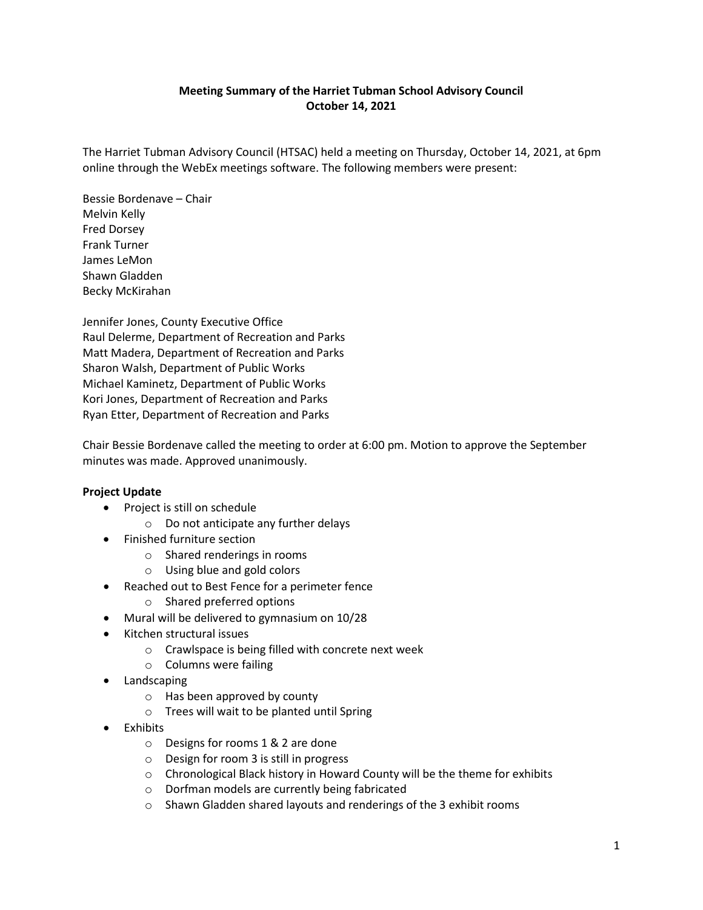**Meeting Summary of the Harriet Tubman School Advisory Council**
**October 14, 2021**

The Harriet Tubman Advisory Council (HTSAC) held a meeting on Thursday, October 14, 2021, at 6pm online through the WebEx meetings software. The following members were present:

Bessie Bordenave – Chair
Melvin Kelly
Fred Dorsey
Frank Turner
James LeMon
Shawn Gladden
Becky McKirahan

Jennifer Jones, County Executive Office
Raul Delerme, Department of Recreation and Parks
Matt Madera, Department of Recreation and Parks
Sharon Walsh, Department of Public Works
Michael Kaminetz, Department of Public Works
Kori Jones, Department of Recreation and Parks
Ryan Etter, Department of Recreation and Parks

Chair Bessie Bordenave called the meeting to order at 6:00 pm. Motion to approve the September minutes was made. Approved unanimously.

**Project Update**

- Project is still on schedule
    - Do not anticipate any further delays
- Finished furniture section
    - Shared renderings in rooms
    - Using blue and gold colors
- Reached out to Best Fence for a perimeter fence
    - Shared preferred options
- Mural will be delivered to gymnasium on 10/28
- Kitchen structural issues
    - Crawlspace is being filled with concrete next week
    - Columns were failing
- Landscaping
    - Has been approved by county
    - Trees will wait to be planted until Spring
- Exhibits
    - Designs for rooms 1 & 2 are done
    - Design for room 3 is still in progress
    - Chronological Black history in Howard County will be the theme for exhibits
    - Dorfman models are currently being fabricated
    - Shawn Gladden shared layouts and renderings of the 3 exhibit rooms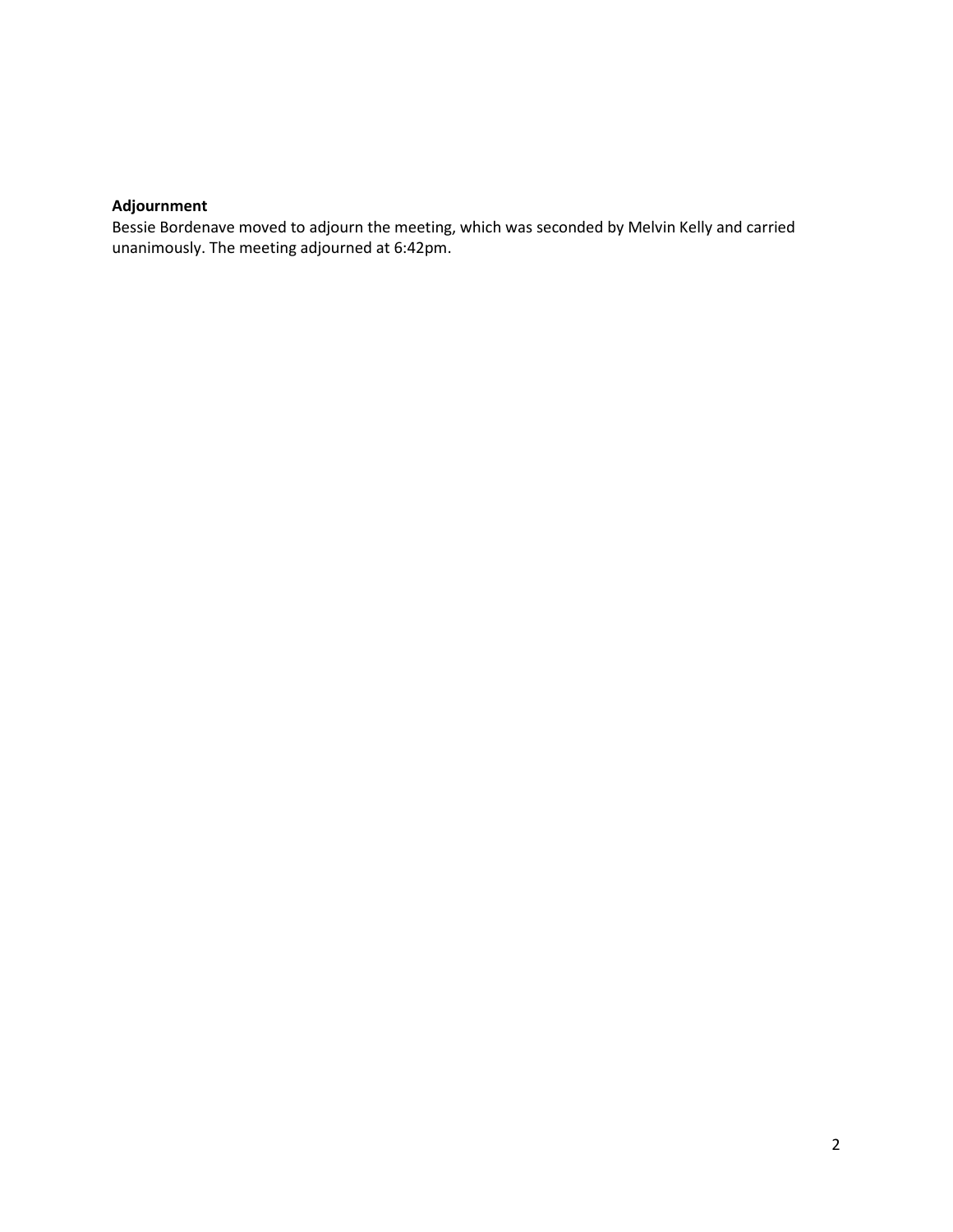**Adjournment**
Bessie Bordenave moved to adjourn the meeting, which was seconded by Melvin Kelly and carried unanimously. The meeting adjourned at 6:42pm.